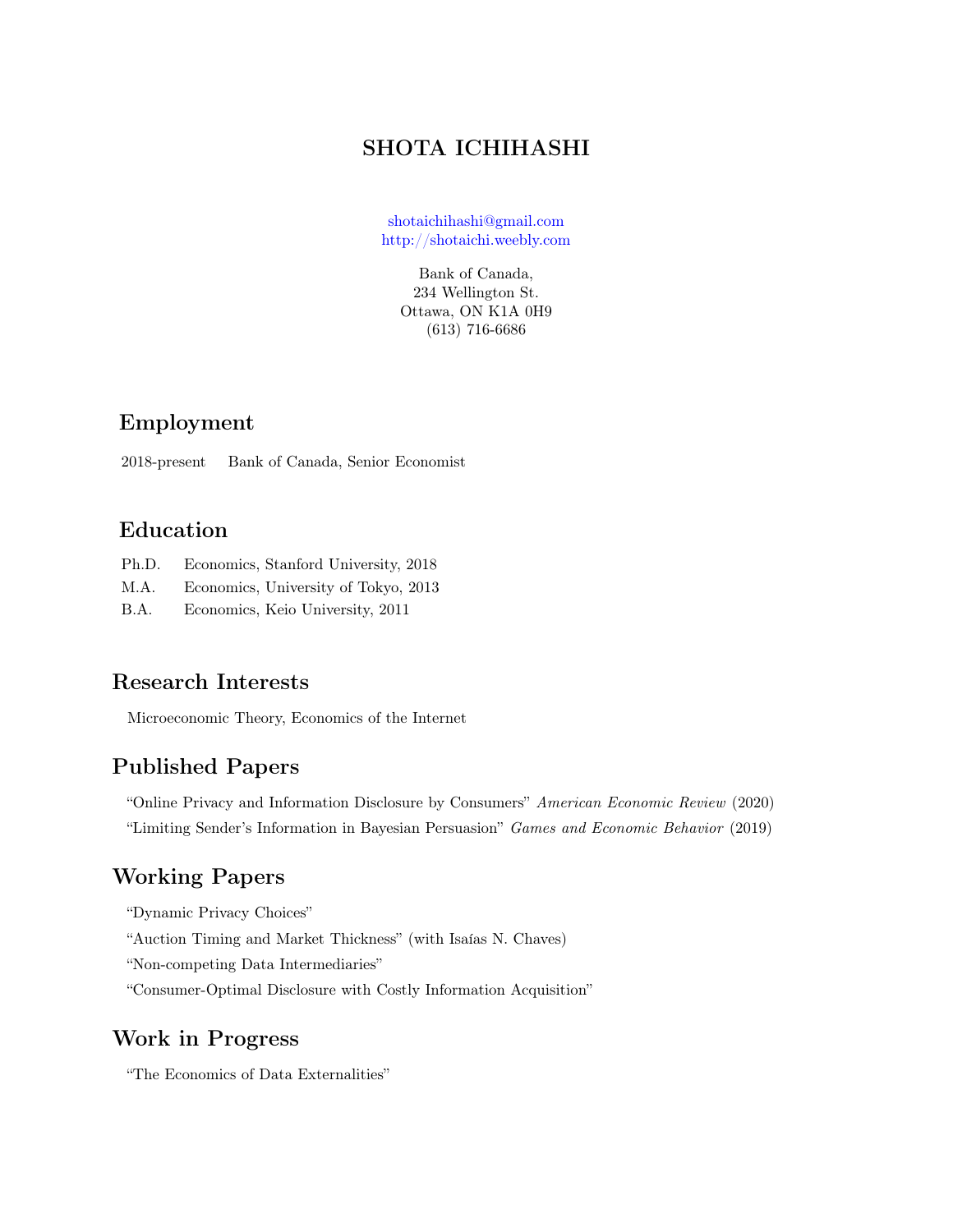# SHOTA ICHIHASHI

shotaichihashi@gmail.com
http://shotaichi.weebly.com

Bank of Canada,
234 Wellington St.
Ottawa, ON K1A 0H9
(613) 716-6686

## Employment

2018-present Bank of Canada, Senior Economist

## Education

Ph.D. Economics, Stanford University, 2018
M.A. Economics, University of Tokyo, 2013
B.A. Economics, Keio University, 2011

## Research Interests

Microeconomic Theory, Economics of the Internet

## Published Papers

"Online Privacy and Information Disclosure by Consumers" *American Economic Review* (2020)

"Limiting Sender's Information in Bayesian Persuasion" *Games and Economic Behavior* (2019)

## Working Papers

"Dynamic Privacy Choices"

"Auction Timing and Market Thickness" (with Isaías N. Chaves)

"Non-competing Data Intermediaries"

"Consumer-Optimal Disclosure with Costly Information Acquisition"

## Work in Progress

"The Economics of Data Externalities"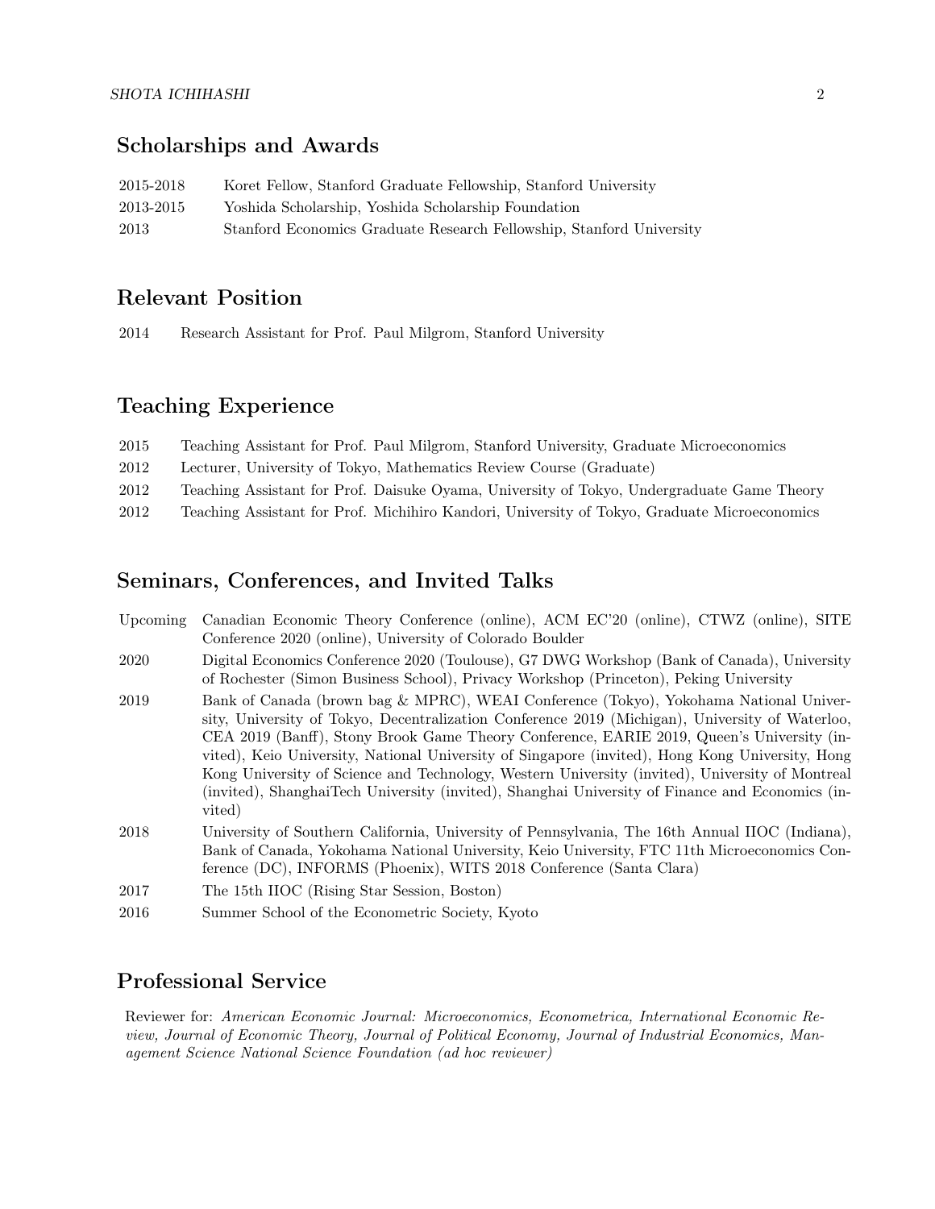## Scholarships and Awards

| | |
|---|---|
| 2015-2018 | Koret Fellow, Stanford Graduate Fellowship, Stanford University |
| 2013-2015 | Yoshida Scholarship, Yoshida Scholarship Foundation |
| 2013 | Stanford Economics Graduate Research Fellowship, Stanford University |

## Relevant Position

| | |
|---|---|
| 2014 | Research Assistant for Prof. Paul Milgrom, Stanford University |

## Teaching Experience

| | |
|---|---|
| 2015 | Teaching Assistant for Prof. Paul Milgrom, Stanford University, Graduate Microeconomics |
| 2012 | Lecturer, University of Tokyo, Mathematics Review Course (Graduate) |
| 2012 | Teaching Assistant for Prof. Daisuke Oyama, University of Tokyo, Undergraduate Game Theory |
| 2012 | Teaching Assistant for Prof. Michihiro Kandori, University of Tokyo, Graduate Microeconomics |

## Seminars, Conferences, and Invited Talks

| | |
|---|---|
| Upcoming | Canadian Economic Theory Conference (online), ACM EC'20 (online), CTWZ (online), SITE Conference 2020 (online), University of Colorado Boulder |
| 2020 | Digital Economics Conference 2020 (Toulouse), G7 DWG Workshop (Bank of Canada), University of Rochester (Simon Business School), Privacy Workshop (Princeton), Peking University |
| 2019 | Bank of Canada (brown bag & MPRC), WEAI Conference (Tokyo), Yokohama National University, University of Tokyo, Decentralization Conference 2019 (Michigan), University of Waterloo, CEA 2019 (Banff), Stony Brook Game Theory Conference, EARIE 2019, Queen's University (invited), Keio University, National University of Singapore (invited), Hong Kong University, Hong Kong University of Science and Technology, Western University (invited), University of Montreal (invited), ShanghaiTech University (invited), Shanghai University of Finance and Economics (invited) |
| 2018 | University of Southern California, University of Pennsylvania, The 16th Annual IIOC (Indiana), Bank of Canada, Yokohama National University, Keio University, FTC 11th Microeconomics Conference (DC), INFORMS (Phoenix), WITS 2018 Conference (Santa Clara) |
| 2017 | The 15th IIOC (Rising Star Session, Boston) |
| 2016 | Summer School of the Econometric Society, Kyoto |

## Professional Service

Reviewer for: *American Economic Journal: Microeconomics, Econometrica, International Economic Review, Journal of Economic Theory, Journal of Political Economy, Journal of Industrial Economics, Management Science National Science Foundation (ad hoc reviewer)*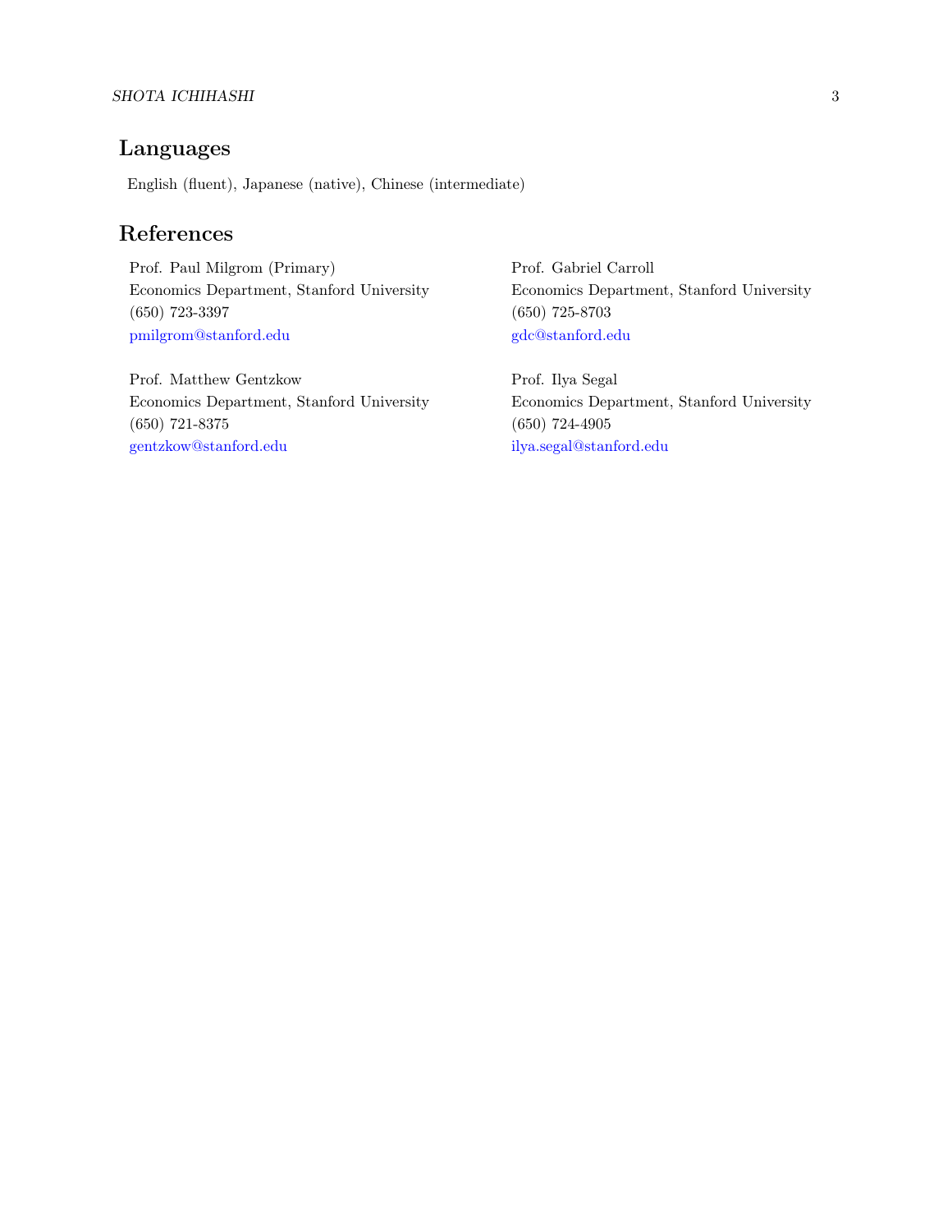## Languages

English (fluent), Japanese (native), Chinese (intermediate)

## References

Prof. Paul Milgrom (Primary)
Economics Department, Stanford University
(650) 723-3397
pmilgrom@stanford.edu

Prof. Gabriel Carroll
Economics Department, Stanford University
(650) 725-8703
gdc@stanford.edu

Prof. Matthew Gentzkow
Economics Department, Stanford University
(650) 721-8375
gentzkow@stanford.edu

Prof. Ilya Segal
Economics Department, Stanford University
(650) 724-4905
ilya.segal@stanford.edu